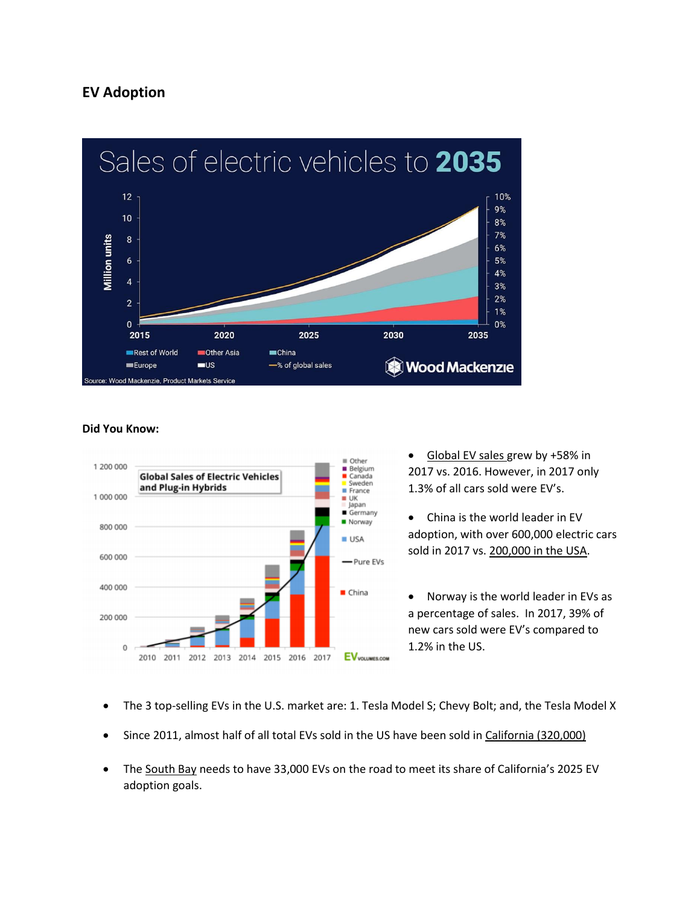## EV Adoption

**Did You Know:**

- Global EV sales grew by +58% in 2017 vs. 2016. However, in 2017 only 1.3% of all cars sold were EV's.
- China is the world leader in EV adoption, with over 600,000 electric cars sold in 2017 vs. 200,000 in the USA.
- Norway is the world leader in EVs as a percentage of sales. In 2017, 39% of new cars sold were EV's compared to 1.2% in the US.

- The 3 top-selling EVs in the U.S. market are: 1. Tesla Model S; Chevy Bolt; and, the Tesla Model X
- Since 2011, almost half of all total EVs sold in the US have been sold in California (320,000)
- The South Bay needs to have 33,000 EVs on the road to meet its share of California's 2025 EV adoption goals.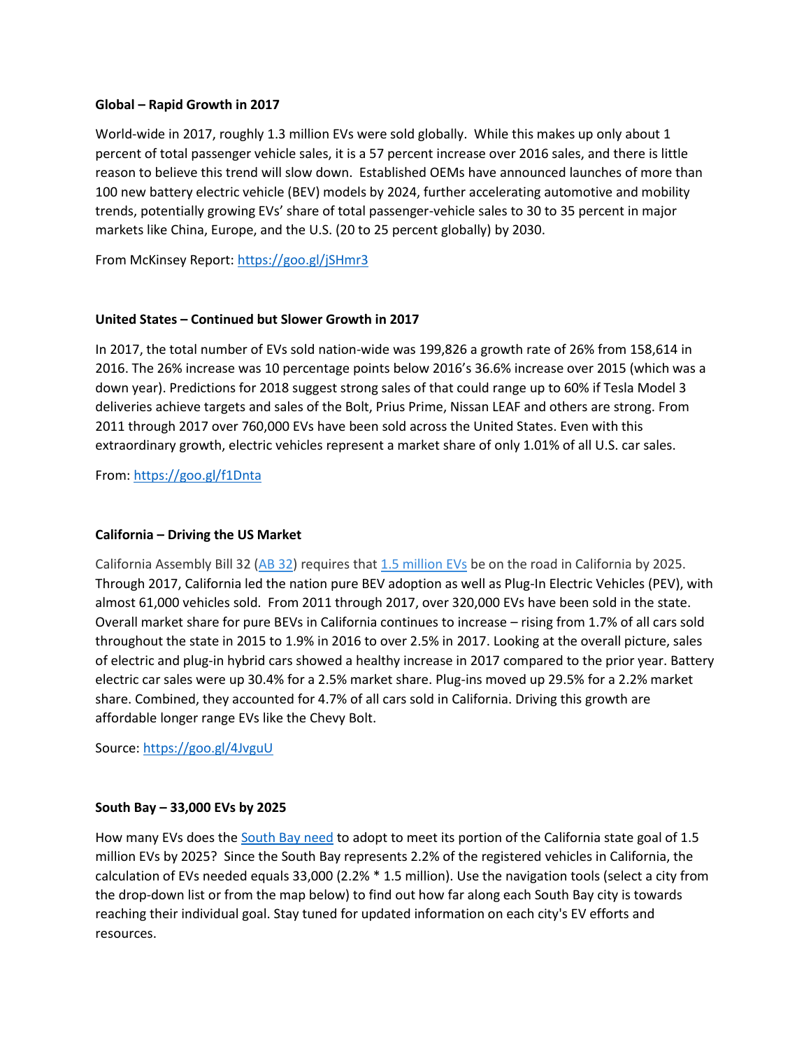**Global – Rapid Growth in 2017**

World-wide in 2017, roughly 1.3 million EVs were sold globally. While this makes up only about 1 percent of total passenger vehicle sales, it is a 57 percent increase over 2016 sales, and there is little reason to believe this trend will slow down. Established OEMs have announced launches of more than 100 new battery electric vehicle (BEV) models by 2024, further accelerating automotive and mobility trends, potentially growing EVs' share of total passenger-vehicle sales to 30 to 35 percent in major markets like China, Europe, and the U.S. (20 to 25 percent globally) by 2030.

From McKinsey Report: https://goo.gl/jSHmr3

**United States – Continued but Slower Growth in 2017**

In 2017, the total number of EVs sold nation-wide was 199,826 a growth rate of 26% from 158,614 in 2016. The 26% increase was 10 percentage points below 2016's 36.6% increase over 2015 (which was a down year). Predictions for 2018 suggest strong sales of that could range up to 60% if Tesla Model 3 deliveries achieve targets and sales of the Bolt, Prius Prime, Nissan LEAF and others are strong. From 2011 through 2017 over 760,000 EVs have been sold across the United States. Even with this extraordinary growth, electric vehicles represent a market share of only 1.01% of all U.S. car sales.

From: https://goo.gl/f1Dnta

**California – Driving the US Market**

California Assembly Bill 32 (AB 32) requires that 1.5 million EVs be on the road in California by 2025. Through 2017, California led the nation pure BEV adoption as well as Plug-In Electric Vehicles (PEV), with almost 61,000 vehicles sold. From 2011 through 2017, over 320,000 EVs have been sold in the state. Overall market share for pure BEVs in California continues to increase – rising from 1.7% of all cars sold throughout the state in 2015 to 1.9% in 2016 to over 2.5% in 2017. Looking at the overall picture, sales of electric and plug-in hybrid cars showed a healthy increase in 2017 compared to the prior year. Battery electric car sales were up 30.4% for a 2.5% market share. Plug-ins moved up 29.5% for a 2.2% market share. Combined, they accounted for 4.7% of all cars sold in California. Driving this growth are affordable longer range EVs like the Chevy Bolt.

Source: https://goo.gl/4JvguU

**South Bay – 33,000 EVs by 2025**

How many EVs does the South Bay need to adopt to meet its portion of the California state goal of 1.5 million EVs by 2025? Since the South Bay represents 2.2% of the registered vehicles in California, the calculation of EVs needed equals 33,000 (2.2% * 1.5 million). Use the navigation tools (select a city from the drop-down list or from the map below) to find out how far along each South Bay city is towards reaching their individual goal. Stay tuned for updated information on each city's EV efforts and resources.